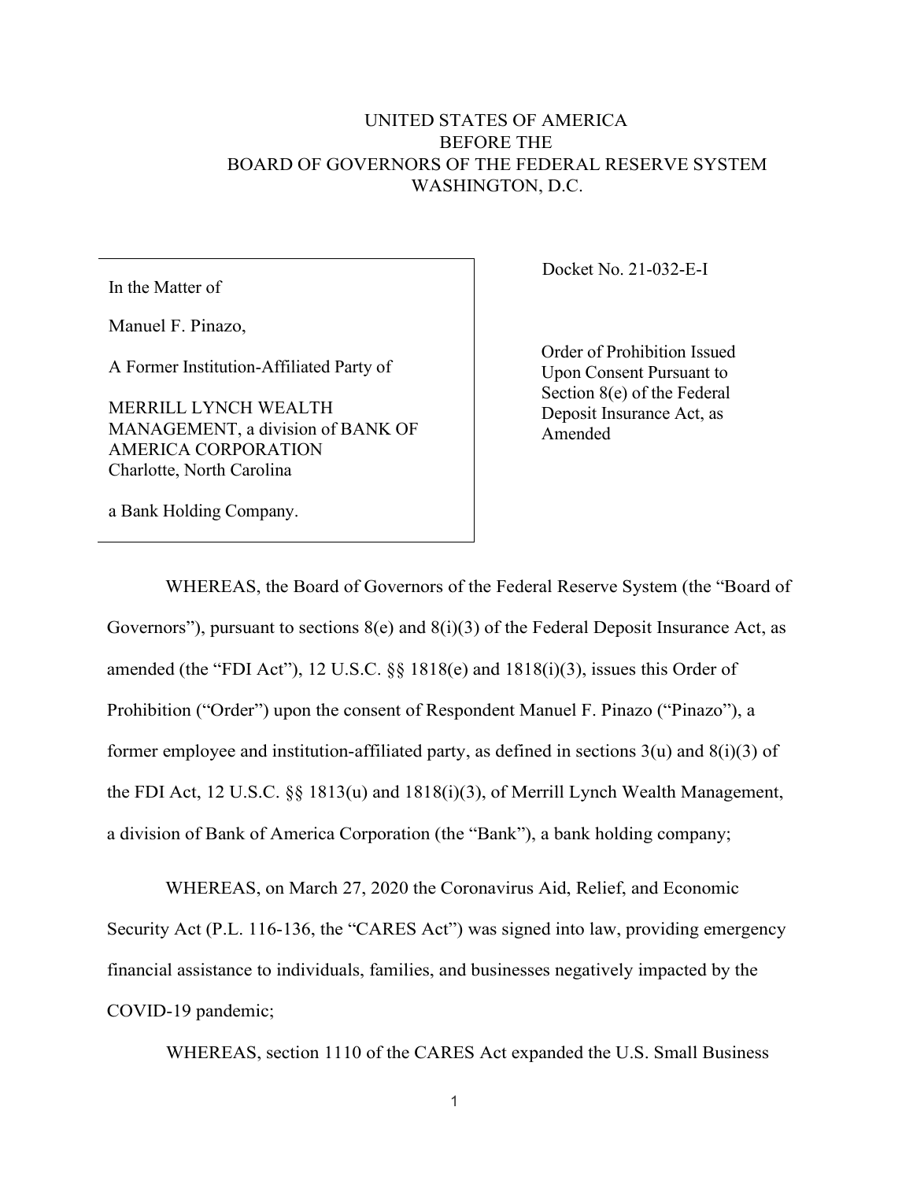UNITED STATES OF AMERICA
BEFORE THE
BOARD OF GOVERNORS OF THE FEDERAL RESERVE SYSTEM
WASHINGTON, D.C.

| | |
|---|---|
| In the Matter of<br><br>Manuel F. Pinazo,<br><br>A Former Institution-Affiliated Party of<br><br>MERRILL LYNCH WEALTH MANAGEMENT, a division of BANK OF AMERICA CORPORATION<br>Charlotte, North Carolina<br><br>a Bank Holding Company. | Docket No. 21-032-E-I<br><br>Order of Prohibition Issued Upon Consent Pursuant to Section 8(e) of the Federal Deposit Insurance Act, as Amended |

WHEREAS, the Board of Governors of the Federal Reserve System (the "Board of Governors"), pursuant to sections 8(e) and 8(i)(3) of the Federal Deposit Insurance Act, as amended (the "FDI Act"), 12 U.S.C. §§ 1818(e) and 1818(i)(3), issues this Order of Prohibition ("Order") upon the consent of Respondent Manuel F. Pinazo ("Pinazo"), a former employee and institution-affiliated party, as defined in sections 3(u) and 8(i)(3) of the FDI Act, 12 U.S.C. §§ 1813(u) and 1818(i)(3), of Merrill Lynch Wealth Management, a division of Bank of America Corporation (the "Bank"), a bank holding company;

WHEREAS, on March 27, 2020 the Coronavirus Aid, Relief, and Economic Security Act (P.L. 116-136, the "CARES Act") was signed into law, providing emergency financial assistance to individuals, families, and businesses negatively impacted by the COVID-19 pandemic;

WHEREAS, section 1110 of the CARES Act expanded the U.S. Small Business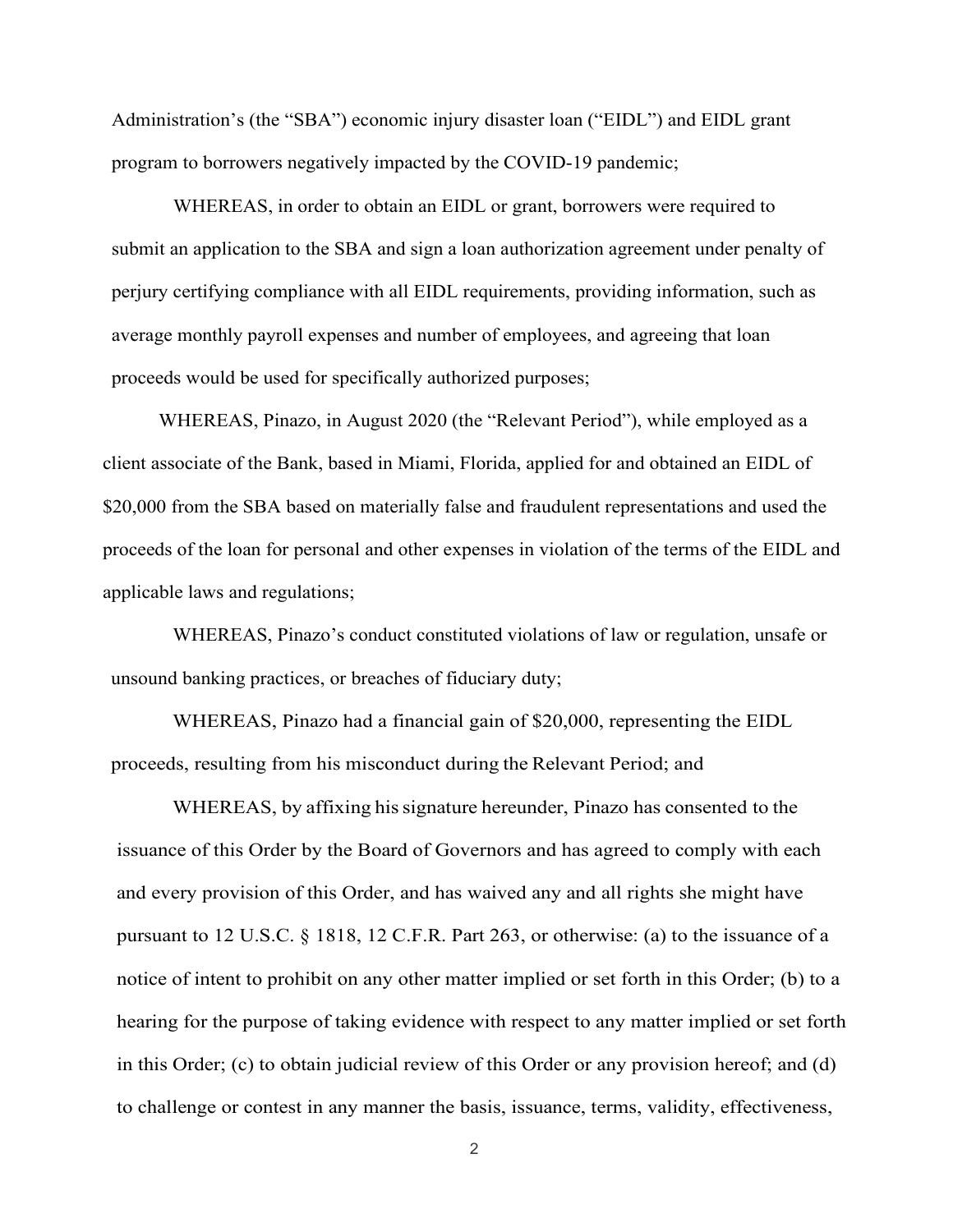Administration's (the "SBA") economic injury disaster loan ("EIDL") and EIDL grant program to borrowers negatively impacted by the COVID-19 pandemic;

WHEREAS, in order to obtain an EIDL or grant, borrowers were required to submit an application to the SBA and sign a loan authorization agreement under penalty of perjury certifying compliance with all EIDL requirements, providing information, such as average monthly payroll expenses and number of employees, and agreeing that loan proceeds would be used for specifically authorized purposes;

WHEREAS, Pinazo, in August 2020 (the "Relevant Period"), while employed as a client associate of the Bank, based in Miami, Florida, applied for and obtained an EIDL of $20,000 from the SBA based on materially false and fraudulent representations and used the proceeds of the loan for personal and other expenses in violation of the terms of the EIDL and applicable laws and regulations;

WHEREAS, Pinazo's conduct constituted violations of law or regulation, unsafe or unsound banking practices, or breaches of fiduciary duty;

WHEREAS, Pinazo had a financial gain of $20,000, representing the EIDL proceeds, resulting from his misconduct during the Relevant Period; and

WHEREAS, by affixing his signature hereunder, Pinazo has consented to the issuance of this Order by the Board of Governors and has agreed to comply with each and every provision of this Order, and has waived any and all rights she might have pursuant to 12 U.S.C. § 1818, 12 C.F.R. Part 263, or otherwise: (a) to the issuance of a notice of intent to prohibit on any other matter implied or set forth in this Order; (b) to a hearing for the purpose of taking evidence with respect to any matter implied or set forth in this Order; (c) to obtain judicial review of this Order or any provision hereof; and (d) to challenge or contest in any manner the basis, issuance, terms, validity, effectiveness,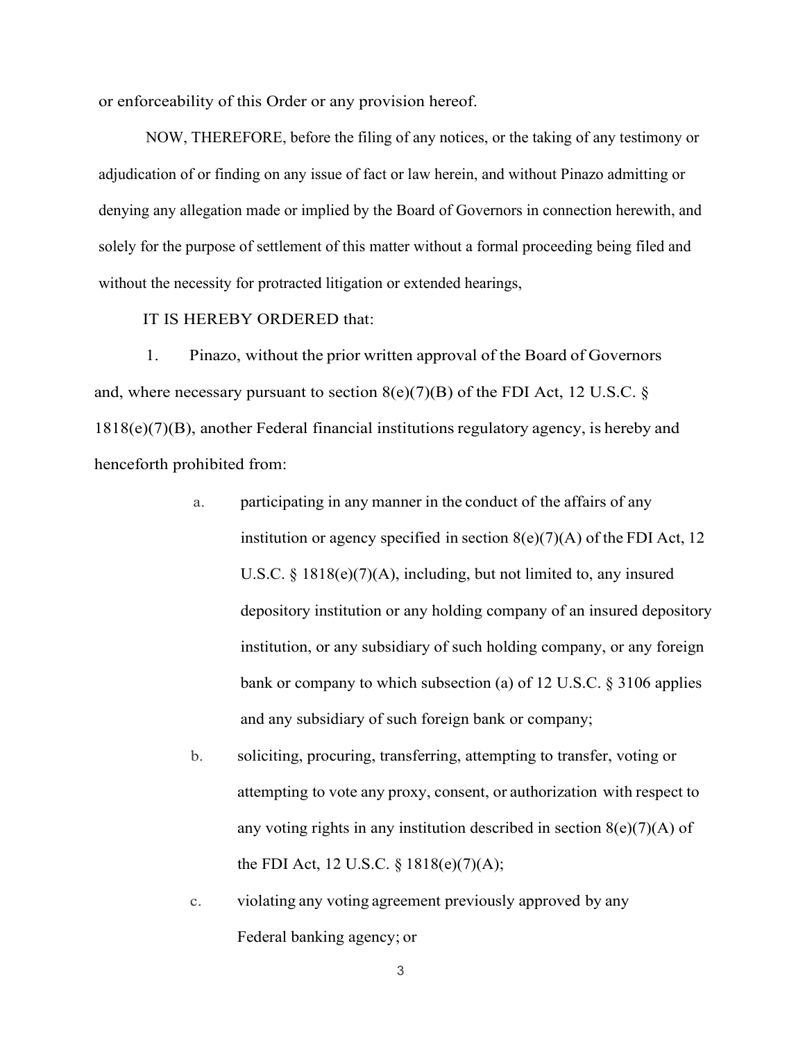or enforceability of this Order or any provision hereof.

NOW, THEREFORE, before the filing of any notices, or the taking of any testimony or adjudication of or finding on any issue of fact or law herein, and without Pinazo admitting or denying any allegation made or implied by the Board of Governors in connection herewith, and solely for the purpose of settlement of this matter without a formal proceeding being filed and without the necessity for protracted litigation or extended hearings,

IT IS HEREBY ORDERED that:

1. Pinazo, without the prior written approval of the Board of Governors and, where necessary pursuant to section 8(e)(7)(B) of the FDI Act, 12 U.S.C. § 1818(e)(7)(B), another Federal financial institutions regulatory agency, is hereby and henceforth prohibited from:

   a. participating in any manner in the conduct of the affairs of any institution or agency specified in section 8(e)(7)(A) of the FDI Act, 12 U.S.C. § 1818(e)(7)(A), including, but not limited to, any insured depository institution or any holding company of an insured depository institution, or any subsidiary of such holding company, or any foreign bank or company to which subsection (a) of 12 U.S.C. § 3106 applies and any subsidiary of such foreign bank or company;

   b. soliciting, procuring, transferring, attempting to transfer, voting or attempting to vote any proxy, consent, or authorization with respect to any voting rights in any institution described in section 8(e)(7)(A) of the FDI Act, 12 U.S.C. § 1818(e)(7)(A);

   c. violating any voting agreement previously approved by any Federal banking agency; or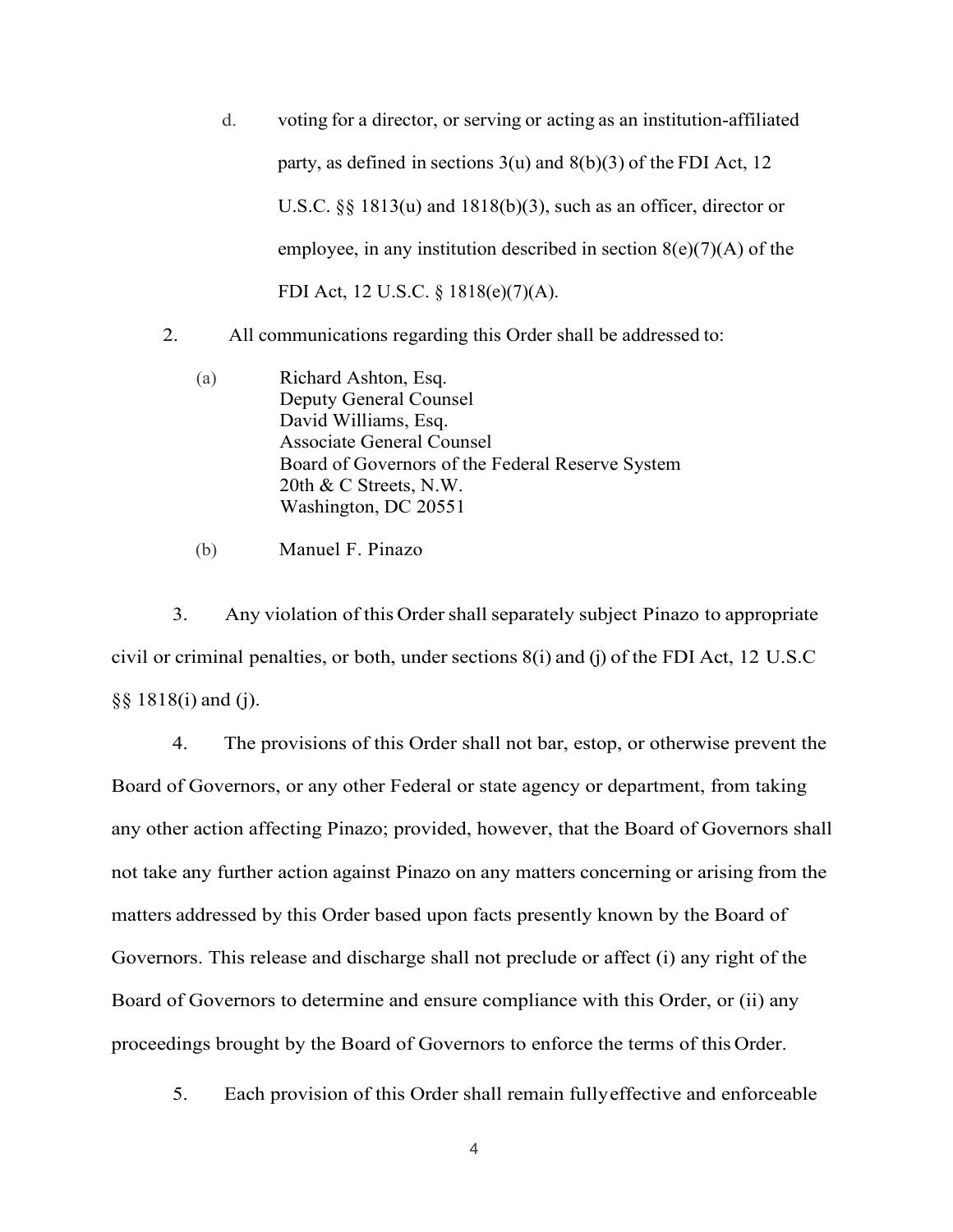d. voting for a director, or serving or acting as an institution-affiliated party, as defined in sections 3(u) and 8(b)(3) of the FDI Act, 12 U.S.C. §§ 1813(u) and 1818(b)(3), such as an officer, director or employee, in any institution described in section 8(e)(7)(A) of the FDI Act, 12 U.S.C. § 1818(e)(7)(A).

2. All communications regarding this Order shall be addressed to:

(a) Richard Ashton, Esq.
Deputy General Counsel
David Williams, Esq.
Associate General Counsel
Board of Governors of the Federal Reserve System
20th & C Streets, N.W.
Washington, DC 20551

(b) Manuel F. Pinazo

3. Any violation of this Order shall separately subject Pinazo to appropriate civil or criminal penalties, or both, under sections 8(i) and (j) of the FDI Act, 12 U.S.C §§ 1818(i) and (j).

4. The provisions of this Order shall not bar, estop, or otherwise prevent the Board of Governors, or any other Federal or state agency or department, from taking any other action affecting Pinazo; provided, however, that the Board of Governors shall not take any further action against Pinazo on any matters concerning or arising from the matters addressed by this Order based upon facts presently known by the Board of Governors. This release and discharge shall not preclude or affect (i) any right of the Board of Governors to determine and ensure compliance with this Order, or (ii) any proceedings brought by the Board of Governors to enforce the terms of this Order.

5. Each provision of this Order shall remain fully effective and enforceable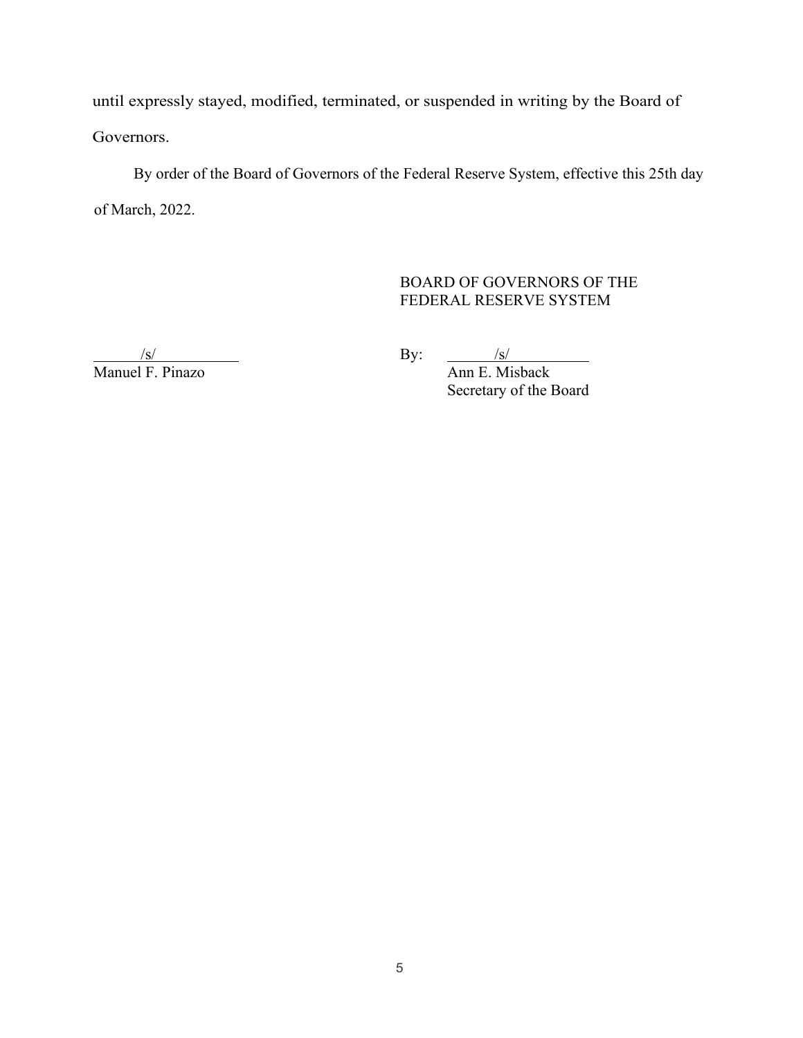until expressly stayed, modified, terminated, or suspended in writing by the Board of Governors.

By order of the Board of Governors of the Federal Reserve System, effective this 25th day of March, 2022.

BOARD OF GOVERNORS OF THE FEDERAL RESERVE SYSTEM

/s/
Manuel F. Pinazo

By: /s/
Ann E. Misback
Secretary of the Board